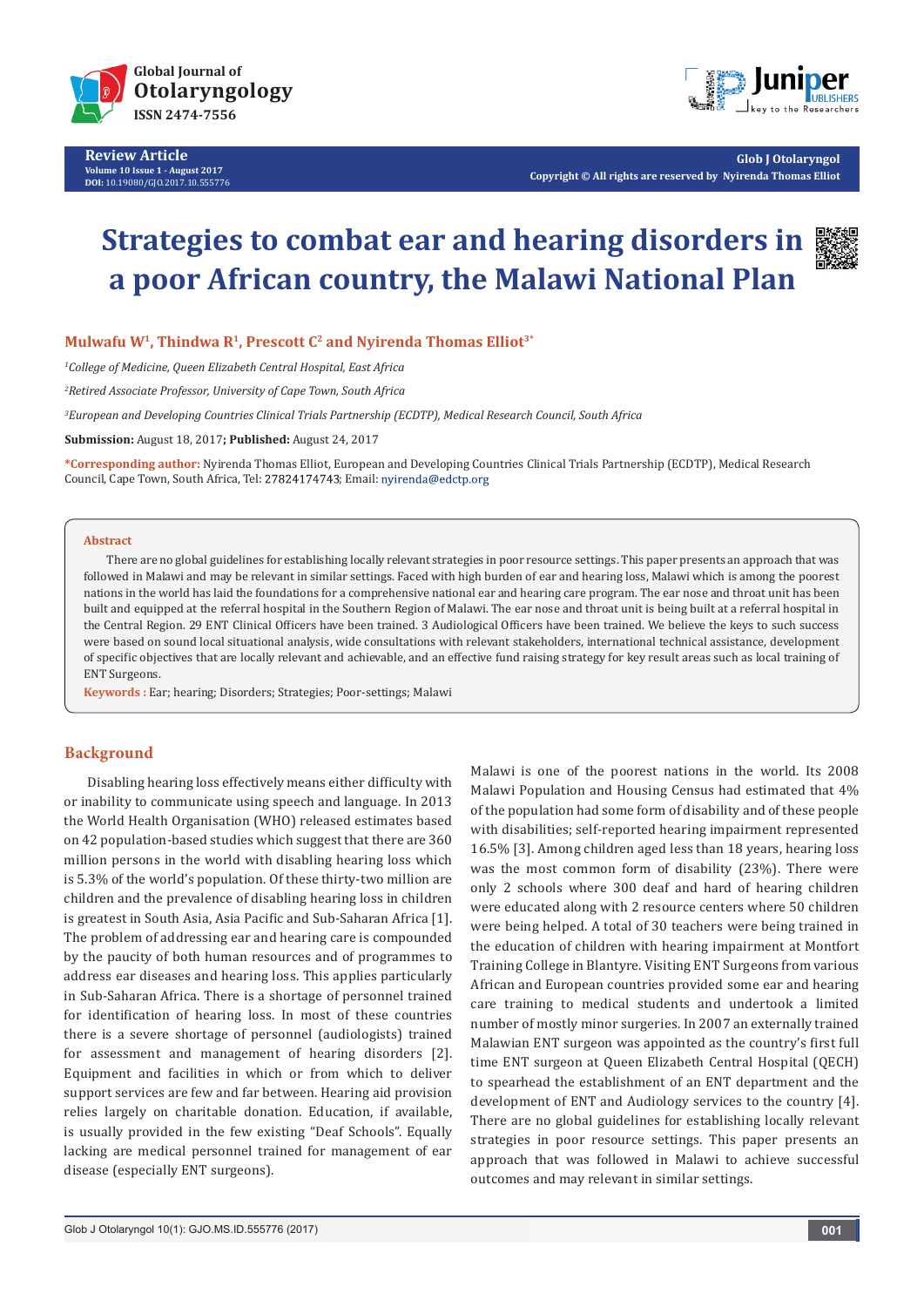Review Article

Volume 10 Issue 1 - August 2017

DOI: 10.19080/GJO.2017.10.555776

Copyright © All rights are reserved by Nyirenda Thomas Elliot

# Strategies to combat ear and hearing disorders in a poor African country, the Malawi National Plan

**Mulwafu W[1], Thindwa R[1], Prescott C[2] and Nyirenda Thomas Elliot[3*]**

[1]*College of Medicine, Queen Elizabeth Central Hospital, East Africa*

[2]*Retired Associate Professor, University of Cape Town, South Africa*

[3]*European and Developing Countries Clinical Trials Partnership (ECDTP), Medical Research Council, South Africa*

**Submission:** August 18, 2017**; Published:** August 24, 2017

**\*Corresponding author:** Nyirenda Thomas Elliot, European and Developing Countries Clinical Trials Partnership (ECDTP), Medical Research Council, Cape Town, South Africa, Tel: 27824174743; Email: nyirenda@edctp.org

## Abstract

There are no global guidelines for establishing locally relevant strategies in poor resource settings. This paper presents an approach that was followed in Malawi and may be relevant in similar settings. Faced with high burden of ear and hearing loss, Malawi which is among the poorest nations in the world has laid the foundations for a comprehensive national ear and hearing care program. The ear nose and throat unit has been built and equipped at the referral hospital in the Southern Region of Malawi. The ear nose and throat unit is being built at a referral hospital in the Central Region. 29 ENT Clinical Officers have been trained. 3 Audiological Officers have been trained. We believe the keys to such success were based on sound local situational analysis, wide consultations with relevant stakeholders, international technical assistance, development of specific objectives that are locally relevant and achievable, and an effective fund raising strategy for key result areas such as local training of ENT Surgeons.

**Keywords :** Ear; hearing; Disorders; Strategies; Poor-settings; Malawi

## Background

Disabling hearing loss effectively means either difficulty with or inability to communicate using speech and language. In 2013 the World Health Organisation (WHO) released estimates based on 42 population-based studies which suggest that there are 360 million persons in the world with disabling hearing loss which is 5.3% of the world's population. Of these thirty-two million are children and the prevalence of disabling hearing loss in children is greatest in South Asia, Asia Pacific and Sub-Saharan Africa [1]. The problem of addressing ear and hearing care is compounded by the paucity of both human resources and of programmes to address ear diseases and hearing loss. This applies particularly in Sub-Saharan Africa. There is a shortage of personnel trained for identification of hearing loss. In most of these countries there is a severe shortage of personnel (audiologists) trained for assessment and management of hearing disorders [2]. Equipment and facilities in which or from which to deliver support services are few and far between. Hearing aid provision relies largely on charitable donation. Education, if available, is usually provided in the few existing "Deaf Schools". Equally lacking are medical personnel trained for management of ear disease (especially ENT surgeons).

Malawi is one of the poorest nations in the world. Its 2008 Malawi Population and Housing Census had estimated that 4% of the population had some form of disability and of these people with disabilities; self-reported hearing impairment represented 16.5% [3]. Among children aged less than 18 years, hearing loss was the most common form of disability (23%). There were only 2 schools where 300 deaf and hard of hearing children were educated along with 2 resource centers where 50 children were being helped. A total of 30 teachers were being trained in the education of children with hearing impairment at Montfort Training College in Blantyre. Visiting ENT Surgeons from various African and European countries provided some ear and hearing care training to medical students and undertook a limited number of mostly minor surgeries. In 2007 an externally trained Malawian ENT surgeon was appointed as the country's first full time ENT surgeon at Queen Elizabeth Central Hospital (QECH) to spearhead the establishment of an ENT department and the development of ENT and Audiology services to the country [4]. There are no global guidelines for establishing locally relevant strategies in poor resource settings. This paper presents an approach that was followed in Malawi to achieve successful outcomes and may relevant in similar settings.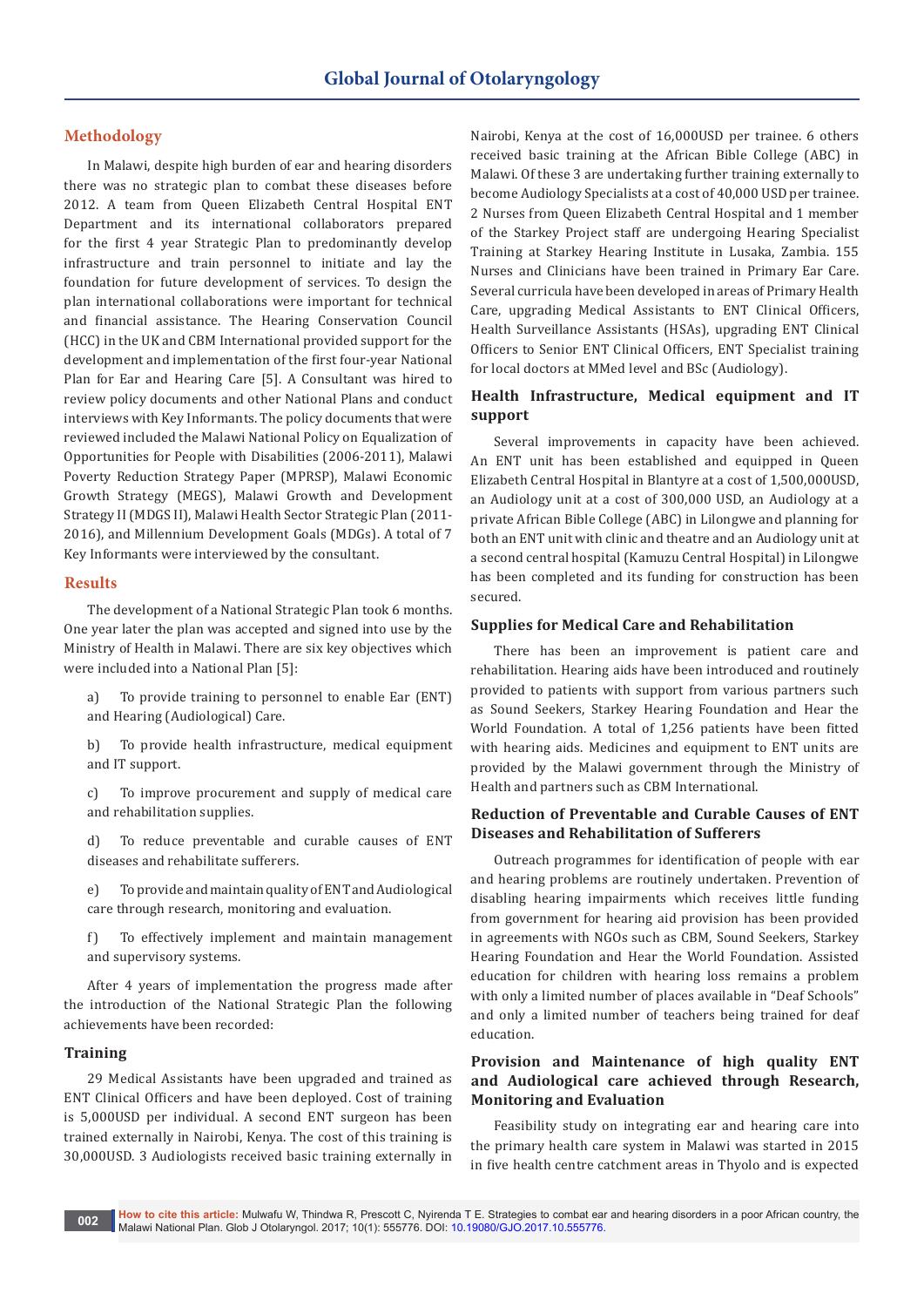## Methodology

In Malawi, despite high burden of ear and hearing disorders there was no strategic plan to combat these diseases before 2012. A team from Queen Elizabeth Central Hospital ENT Department and its international collaborators prepared for the first 4 year Strategic Plan to predominantly develop infrastructure and train personnel to initiate and lay the foundation for future development of services. To design the plan international collaborations were important for technical and financial assistance. The Hearing Conservation Council (HCC) in the UK and CBM International provided support for the development and implementation of the first four-year National Plan for Ear and Hearing Care [5]. A Consultant was hired to review policy documents and other National Plans and conduct interviews with Key Informants. The policy documents that were reviewed included the Malawi National Policy on Equalization of Opportunities for People with Disabilities (2006-2011), Malawi Poverty Reduction Strategy Paper (MPRSP), Malawi Economic Growth Strategy (MEGS), Malawi Growth and Development Strategy II (MDGS II), Malawi Health Sector Strategic Plan (2011-2016), and Millennium Development Goals (MDGs). A total of 7 Key Informants were interviewed by the consultant.

## Results

The development of a National Strategic Plan took 6 months. One year later the plan was accepted and signed into use by the Ministry of Health in Malawi. There are six key objectives which were included into a National Plan [5]:

a) To provide training to personnel to enable Ear (ENT) and Hearing (Audiological) Care.

b) To provide health infrastructure, medical equipment and IT support.

c) To improve procurement and supply of medical care and rehabilitation supplies.

d) To reduce preventable and curable causes of ENT diseases and rehabilitate sufferers.

e) To provide and maintain quality of ENT and Audiological care through research, monitoring and evaluation.

f) To effectively implement and maintain management and supervisory systems.

After 4 years of implementation the progress made after the introduction of the National Strategic Plan the following achievements have been recorded:

### Training

29 Medical Assistants have been upgraded and trained as ENT Clinical Officers and have been deployed. Cost of training is 5,000USD per individual. A second ENT surgeon has been trained externally in Nairobi, Kenya. The cost of this training is 30,000USD. 3 Audiologists received basic training externally in Nairobi, Kenya at the cost of 16,000USD per trainee. 6 others received basic training at the African Bible College (ABC) in Malawi. Of these 3 are undertaking further training externally to become Audiology Specialists at a cost of 40,000 USD per trainee. 2 Nurses from Queen Elizabeth Central Hospital and 1 member of the Starkey Project staff are undergoing Hearing Specialist Training at Starkey Hearing Institute in Lusaka, Zambia. 155 Nurses and Clinicians have been trained in Primary Ear Care. Several curricula have been developed in areas of Primary Health Care, upgrading Medical Assistants to ENT Clinical Officers, Health Surveillance Assistants (HSAs), upgrading ENT Clinical Officers to Senior ENT Clinical Officers, ENT Specialist training for local doctors at MMed level and BSc (Audiology).

### Health Infrastructure, Medical equipment and IT support

Several improvements in capacity have been achieved. An ENT unit has been established and equipped in Queen Elizabeth Central Hospital in Blantyre at a cost of 1,500,000USD, an Audiology unit at a cost of 300,000 USD, an Audiology at a private African Bible College (ABC) in Lilongwe and planning for both an ENT unit with clinic and theatre and an Audiology unit at a second central hospital (Kamuzu Central Hospital) in Lilongwe has been completed and its funding for construction has been secured.

### Supplies for Medical Care and Rehabilitation

There has been an improvement is patient care and rehabilitation. Hearing aids have been introduced and routinely provided to patients with support from various partners such as Sound Seekers, Starkey Hearing Foundation and Hear the World Foundation. A total of 1,256 patients have been fitted with hearing aids. Medicines and equipment to ENT units are provided by the Malawi government through the Ministry of Health and partners such as CBM International.

### Reduction of Preventable and Curable Causes of ENT Diseases and Rehabilitation of Sufferers

Outreach programmes for identification of people with ear and hearing problems are routinely undertaken. Prevention of disabling hearing impairments which receives little funding from government for hearing aid provision has been provided in agreements with NGOs such as CBM, Sound Seekers, Starkey Hearing Foundation and Hear the World Foundation. Assisted education for children with hearing loss remains a problem with only a limited number of places available in "Deaf Schools" and only a limited number of teachers being trained for deaf education.

### Provision and Maintenance of high quality ENT and Audiological care achieved through Research, Monitoring and Evaluation

Feasibility study on integrating ear and hearing care into the primary health care system in Malawi was started in 2015 in five health centre catchment areas in Thyolo and is expected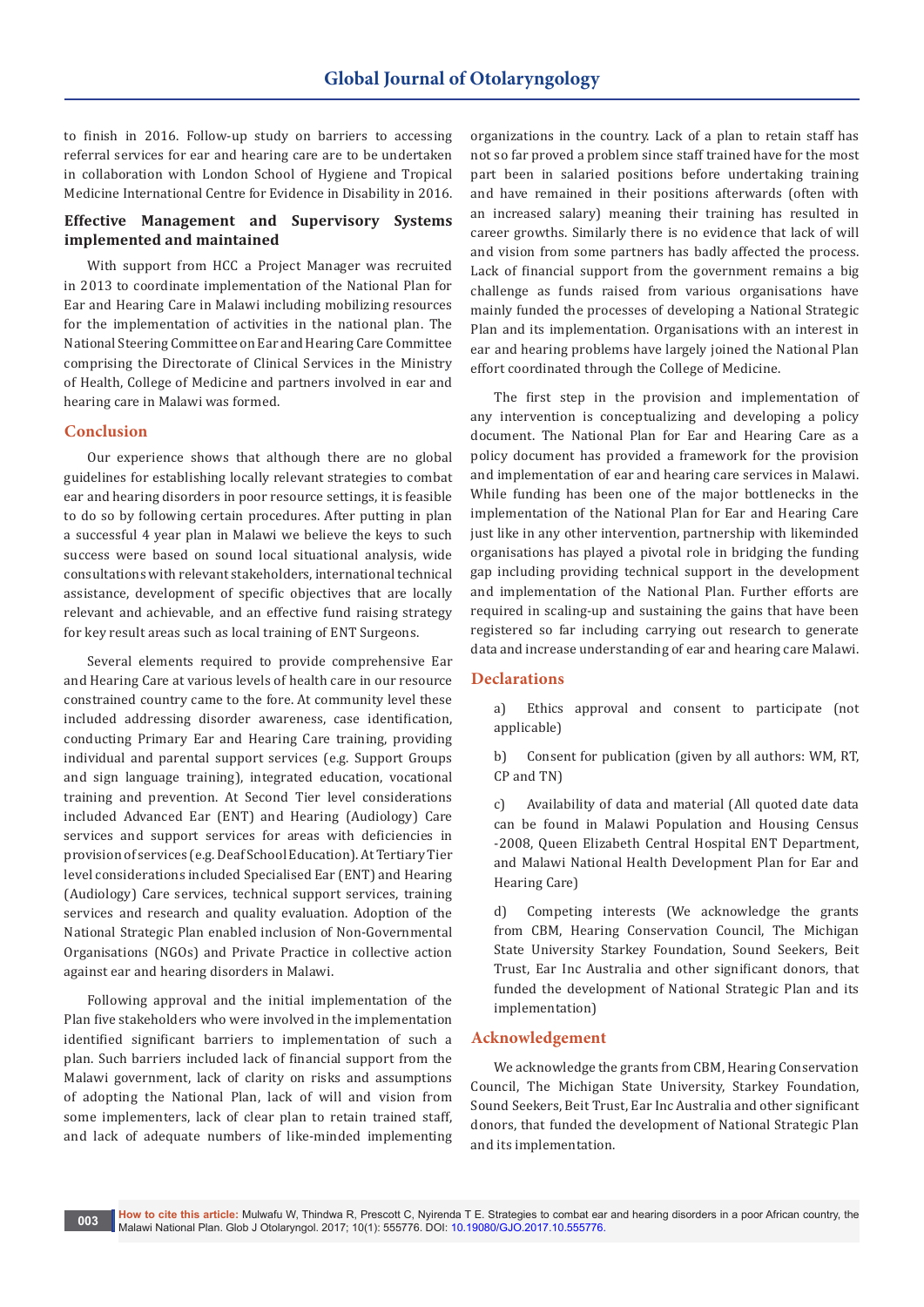to finish in 2016. Follow-up study on barriers to accessing referral services for ear and hearing care are to be undertaken in collaboration with London School of Hygiene and Tropical Medicine International Centre for Evidence in Disability in 2016.

### Effective Management and Supervisory Systems implemented and maintained

With support from HCC a Project Manager was recruited in 2013 to coordinate implementation of the National Plan for Ear and Hearing Care in Malawi including mobilizing resources for the implementation of activities in the national plan. The National Steering Committee on Ear and Hearing Care Committee comprising the Directorate of Clinical Services in the Ministry of Health, College of Medicine and partners involved in ear and hearing care in Malawi was formed.

## Conclusion

Our experience shows that although there are no global guidelines for establishing locally relevant strategies to combat ear and hearing disorders in poor resource settings, it is feasible to do so by following certain procedures. After putting in plan a successful 4 year plan in Malawi we believe the keys to such success were based on sound local situational analysis, wide consultations with relevant stakeholders, international technical assistance, development of specific objectives that are locally relevant and achievable, and an effective fund raising strategy for key result areas such as local training of ENT Surgeons.

Several elements required to provide comprehensive Ear and Hearing Care at various levels of health care in our resource constrained country came to the fore. At community level these included addressing disorder awareness, case identification, conducting Primary Ear and Hearing Care training, providing individual and parental support services (e.g. Support Groups and sign language training), integrated education, vocational training and prevention. At Second Tier level considerations included Advanced Ear (ENT) and Hearing (Audiology) Care services and support services for areas with deficiencies in provision of services (e.g. Deaf School Education). At Tertiary Tier level considerations included Specialised Ear (ENT) and Hearing (Audiology) Care services, technical support services, training services and research and quality evaluation. Adoption of the National Strategic Plan enabled inclusion of Non-Governmental Organisations (NGOs) and Private Practice in collective action against ear and hearing disorders in Malawi.

Following approval and the initial implementation of the Plan five stakeholders who were involved in the implementation identified significant barriers to implementation of such a plan. Such barriers included lack of financial support from the Malawi government, lack of clarity on risks and assumptions of adopting the National Plan, lack of will and vision from some implementers, lack of clear plan to retain trained staff, and lack of adequate numbers of like-minded implementing organizations in the country. Lack of a plan to retain staff has not so far proved a problem since staff trained have for the most part been in salaried positions before undertaking training and have remained in their positions afterwards (often with an increased salary) meaning their training has resulted in career growths. Similarly there is no evidence that lack of will and vision from some partners has badly affected the process. Lack of financial support from the government remains a big challenge as funds raised from various organisations have mainly funded the processes of developing a National Strategic Plan and its implementation. Organisations with an interest in ear and hearing problems have largely joined the National Plan effort coordinated through the College of Medicine.

The first step in the provision and implementation of any intervention is conceptualizing and developing a policy document. The National Plan for Ear and Hearing Care as a policy document has provided a framework for the provision and implementation of ear and hearing care services in Malawi. While funding has been one of the major bottlenecks in the implementation of the National Plan for Ear and Hearing Care just like in any other intervention, partnership with likeminded organisations has played a pivotal role in bridging the funding gap including providing technical support in the development and implementation of the National Plan. Further efforts are required in scaling-up and sustaining the gains that have been registered so far including carrying out research to generate data and increase understanding of ear and hearing care Malawi.

## Declarations

a) Ethics approval and consent to participate (not applicable)

b) Consent for publication (given by all authors: WM, RT, CP and TN)

c) Availability of data and material (All quoted date data can be found in Malawi Population and Housing Census -2008, Queen Elizabeth Central Hospital ENT Department, and Malawi National Health Development Plan for Ear and Hearing Care)

d) Competing interests (We acknowledge the grants from CBM, Hearing Conservation Council, The Michigan State University Starkey Foundation, Sound Seekers, Beit Trust, Ear Inc Australia and other significant donors, that funded the development of National Strategic Plan and its implementation)

## Acknowledgement

We acknowledge the grants from CBM, Hearing Conservation Council, The Michigan State University, Starkey Foundation, Sound Seekers, Beit Trust, Ear Inc Australia and other significant donors, that funded the development of National Strategic Plan and its implementation.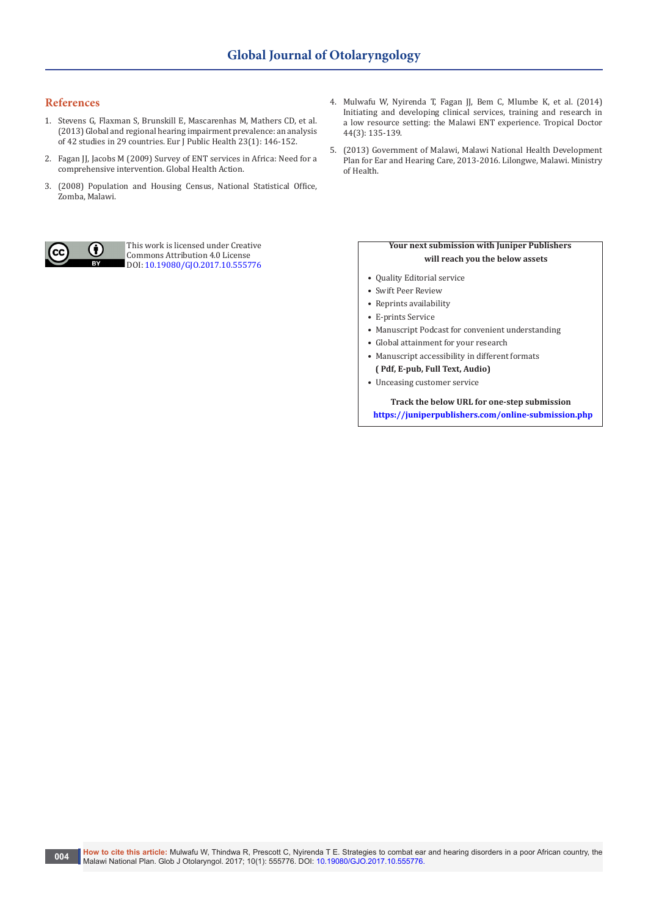## References

1. Stevens G, Flaxman S, Brunskill E, Mascarenhas M, Mathers CD, et al. (2013) Global and regional hearing impairment prevalence: an analysis of 42 studies in 29 countries. Eur J Public Health 23(1): 146-152.
2. Fagan JJ, Jacobs M (2009) Survey of ENT services in Africa: Need for a comprehensive intervention. Global Health Action.
3. (2008) Population and Housing Census, National Statistical Office, Zomba, Malawi.
4. Mulwafu W, Nyirenda T, Fagan JJ, Bem C, Mlumbe K, et al. (2014) Initiating and developing clinical services, training and research in a low resource setting: the Malawi ENT experience. Tropical Doctor 44(3): 135-139.
5. (2013) Government of Malawi, Malawi National Health Development Plan for Ear and Hearing Care, 2013-2016. Lilongwe, Malawi. Ministry of Health.

This work is licensed under Creative Commons Attribution 4.0 License
DOI: 10.19080/GJO.2017.10.555776

**Your next submission with Juniper Publishers will reach you the below assets**

- Quality Editorial service
- Swift Peer Review
- Reprints availability
- E-prints Service
- Manuscript Podcast for convenient understanding
- Global attainment for your research
- Manuscript accessibility in different formats **( Pdf, E-pub, Full Text, Audio)**
- Unceasing customer service

**Track the below URL for one-step submission**
**https://juniperpublishers.com/online-submission.php**

**How to cite this article:** Mulwafu W, Thindwa R, Prescott C, Nyirenda T E. Strategies to combat ear and hearing disorders in a poor African country, the Malawi National Plan. Glob J Otolaryngol. 2017; 10(1): 555776. DOI: 10.19080/GJO.2017.10.555776.